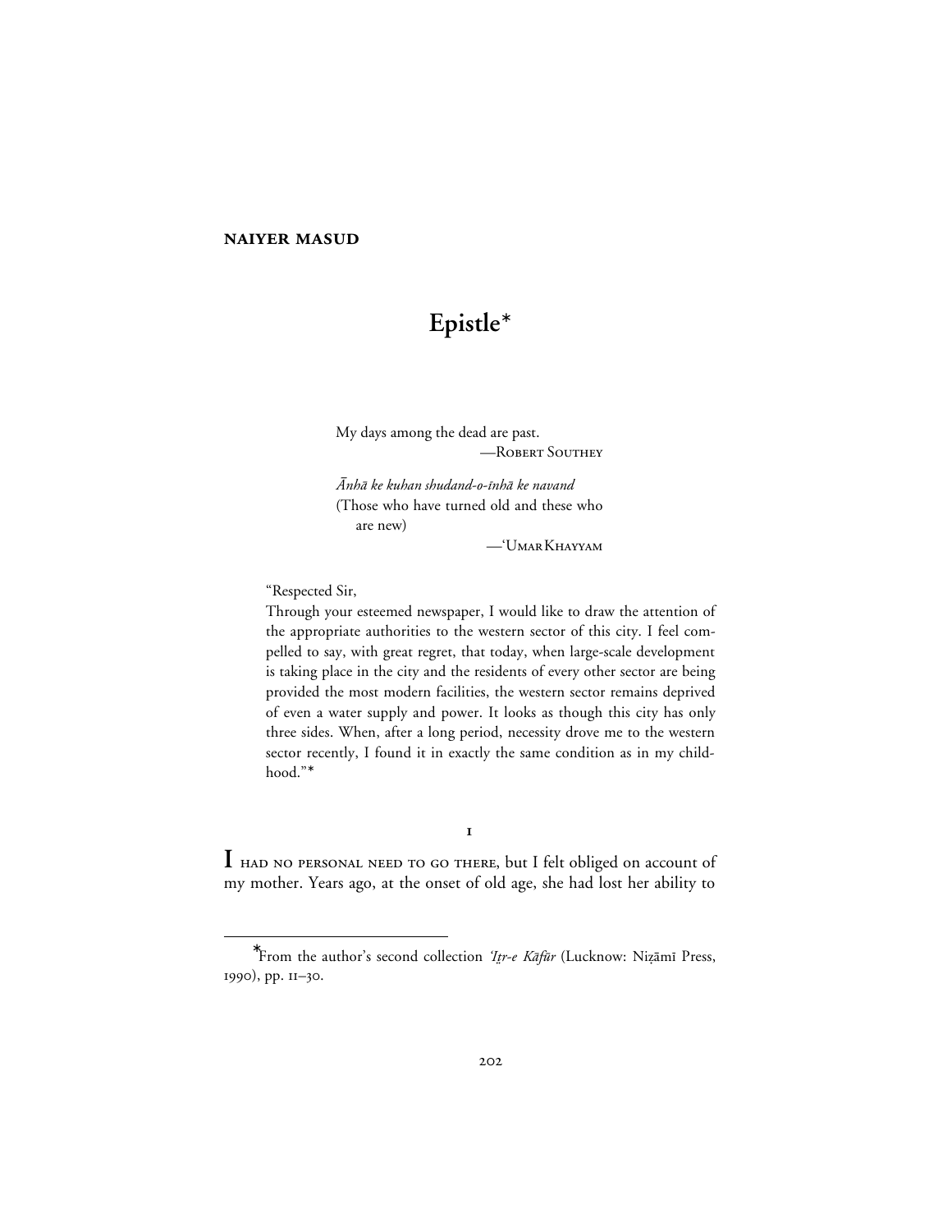**NAIYER MASUD**

# Epistle*

My days among the dead are past.
—Robert Southey

*Ānhā ke kuhan shudand-o-īnhā ke navand*
(Those who have turned old and these who are new)
—'Umar Khayyam

"Respected Sir,

Through your esteemed newspaper, I would like to draw the attention of the appropriate authorities to the western sector of this city. I feel compelled to say, with great regret, that today, when large-scale development is taking place in the city and the residents of every other sector are being provided the most modern facilities, the western sector remains deprived of even a water supply and power. It looks as though this city has only three sides. When, after a long period, necessity drove me to the western sector recently, I found it in exactly the same condition as in my childhood."*

## 1

I had no personal need to go there, but I felt obliged on account of my mother. Years ago, at the onset of old age, she had lost her ability to

---

*From the author's second collection *'Iṯr-e Kāfūr* (Lucknow: Niẓāmī Press, 1990), pp. 11–30.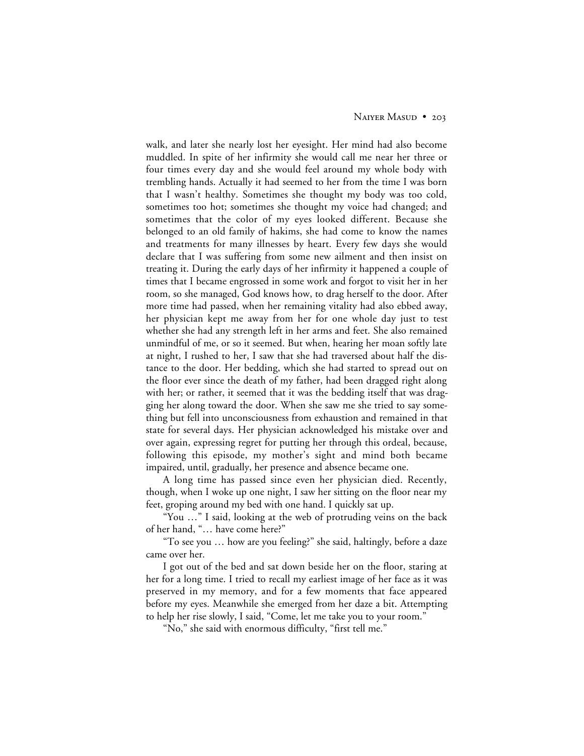walk, and later she nearly lost her eyesight. Her mind had also become muddled. In spite of her infirmity she would call me near her three or four times every day and she would feel around my whole body with trembling hands. Actually it had seemed to her from the time I was born that I wasn't healthy. Sometimes she thought my body was too cold, sometimes too hot; sometimes she thought my voice had changed; and sometimes that the color of my eyes looked different. Because she belonged to an old family of hakims, she had come to know the names and treatments for many illnesses by heart. Every few days she would declare that I was suffering from some new ailment and then insist on treating it. During the early days of her infirmity it happened a couple of times that I became engrossed in some work and forgot to visit her in her room, so she managed, God knows how, to drag herself to the door. After more time had passed, when her remaining vitality had also ebbed away, her physician kept me away from her for one whole day just to test whether she had any strength left in her arms and feet. She also remained unmindful of me, or so it seemed. But when, hearing her moan softly late at night, I rushed to her, I saw that she had traversed about half the distance to the door. Her bedding, which she had started to spread out on the floor ever since the death of my father, had been dragged right along with her; or rather, it seemed that it was the bedding itself that was dragging her along toward the door. When she saw me she tried to say something but fell into unconsciousness from exhaustion and remained in that state for several days. Her physician acknowledged his mistake over and over again, expressing regret for putting her through this ordeal, because, following this episode, my mother's sight and mind both became impaired, until, gradually, her presence and absence became one.

A long time has passed since even her physician died. Recently, though, when I woke up one night, I saw her sitting on the floor near my feet, groping around my bed with one hand. I quickly sat up.

"You …" I said, looking at the web of protruding veins on the back of her hand, "… have come here?"

"To see you … how are you feeling?" she said, haltingly, before a daze came over her.

I got out of the bed and sat down beside her on the floor, staring at her for a long time. I tried to recall my earliest image of her face as it was preserved in my memory, and for a few moments that face appeared before my eyes. Meanwhile she emerged from her daze a bit. Attempting to help her rise slowly, I said, "Come, let me take you to your room."

"No," she said with enormous difficulty, "first tell me."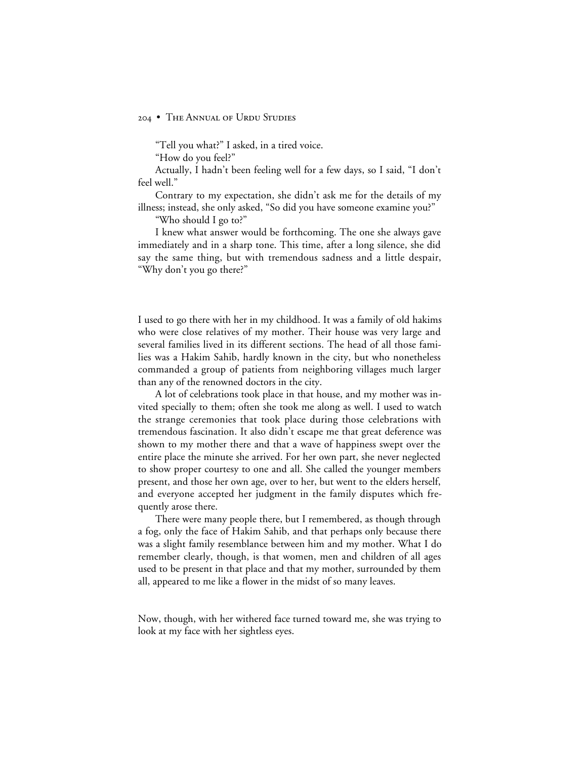"Tell you what?" I asked, in a tired voice.

"How do you feel?"

Actually, I hadn't been feeling well for a few days, so I said, "I don't feel well."

Contrary to my expectation, she didn't ask me for the details of my illness; instead, she only asked, "So did you have someone examine you?"

"Who should I go to?"

I knew what answer would be forthcoming. The one she always gave immediately and in a sharp tone. This time, after a long silence, she did say the same thing, but with tremendous sadness and a little despair, "Why don't you go there?"

I used to go there with her in my childhood. It was a family of old hakims who were close relatives of my mother. Their house was very large and several families lived in its different sections. The head of all those families was a Hakim Sahib, hardly known in the city, but who nonetheless commanded a group of patients from neighboring villages much larger than any of the renowned doctors in the city.

A lot of celebrations took place in that house, and my mother was invited specially to them; often she took me along as well. I used to watch the strange ceremonies that took place during those celebrations with tremendous fascination. It also didn't escape me that great deference was shown to my mother there and that a wave of happiness swept over the entire place the minute she arrived. For her own part, she never neglected to show proper courtesy to one and all. She called the younger members present, and those her own age, over to her, but went to the elders herself, and everyone accepted her judgment in the family disputes which frequently arose there.

There were many people there, but I remembered, as though through a fog, only the face of Hakim Sahib, and that perhaps only because there was a slight family resemblance between him and my mother. What I do remember clearly, though, is that women, men and children of all ages used to be present in that place and that my mother, surrounded by them all, appeared to me like a flower in the midst of so many leaves.

Now, though, with her withered face turned toward me, she was trying to look at my face with her sightless eyes.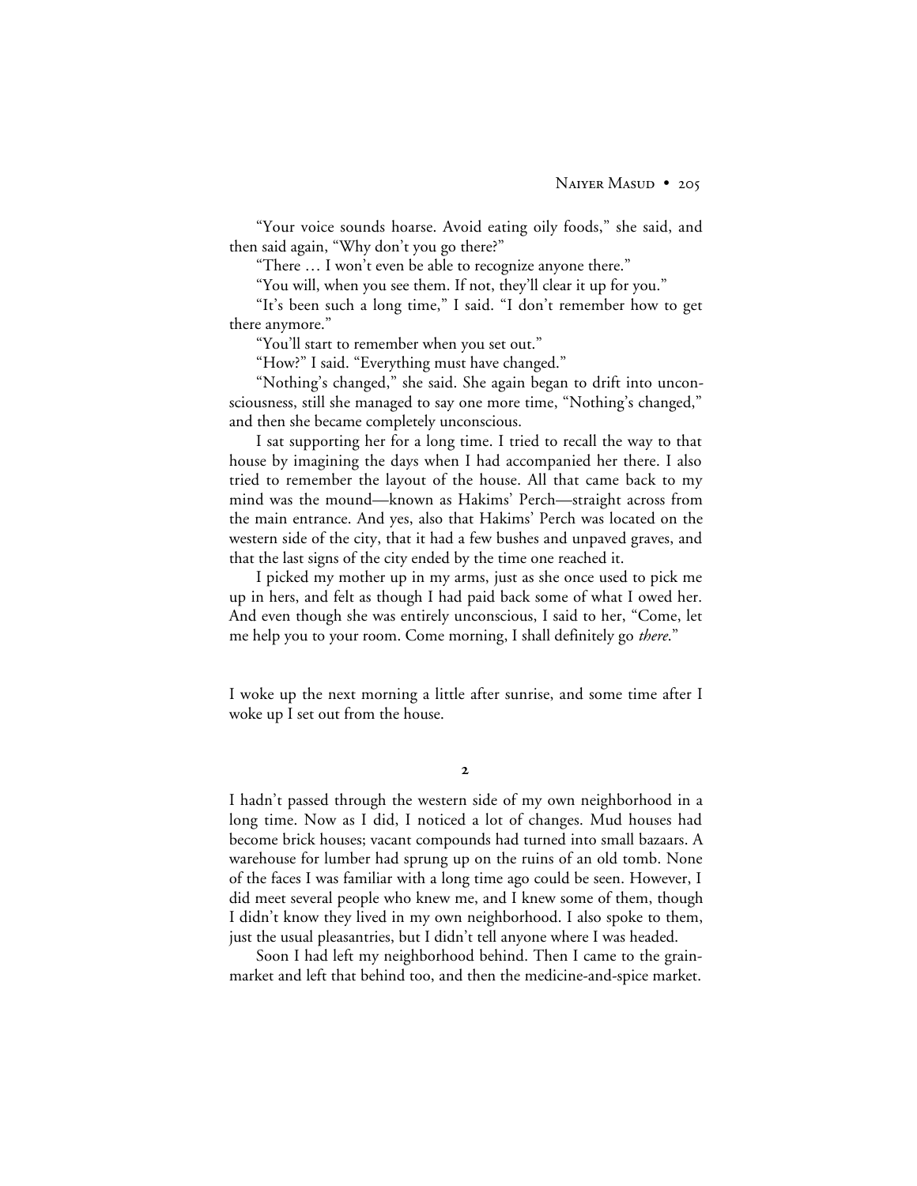"Your voice sounds hoarse. Avoid eating oily foods," she said, and then said again, "Why don't you go there?"

"There … I won't even be able to recognize anyone there."

"You will, when you see them. If not, they'll clear it up for you."

"It's been such a long time," I said. "I don't remember how to get there anymore."

"You'll start to remember when you set out."

"How?" I said. "Everything must have changed."

"Nothing's changed," she said. She again began to drift into unconsciousness, still she managed to say one more time, "Nothing's changed," and then she became completely unconscious.

I sat supporting her for a long time. I tried to recall the way to that house by imagining the days when I had accompanied her there. I also tried to remember the layout of the house. All that came back to my mind was the mound—known as Hakims' Perch—straight across from the main entrance. And yes, also that Hakims' Perch was located on the western side of the city, that it had a few bushes and unpaved graves, and that the last signs of the city ended by the time one reached it.

I picked my mother up in my arms, just as she once used to pick me up in hers, and felt as though I had paid back some of what I owed her. And even though she was entirely unconscious, I said to her, "Come, let me help you to your room. Come morning, I shall definitely go *there*."

I woke up the next morning a little after sunrise, and some time after I woke up I set out from the house.

## 2

I hadn't passed through the western side of my own neighborhood in a long time. Now as I did, I noticed a lot of changes. Mud houses had become brick houses; vacant compounds had turned into small bazaars. A warehouse for lumber had sprung up on the ruins of an old tomb. None of the faces I was familiar with a long time ago could be seen. However, I did meet several people who knew me, and I knew some of them, though I didn't know they lived in my own neighborhood. I also spoke to them, just the usual pleasantries, but I didn't tell anyone where I was headed.

Soon I had left my neighborhood behind. Then I came to the grain-market and left that behind too, and then the medicine-and-spice market.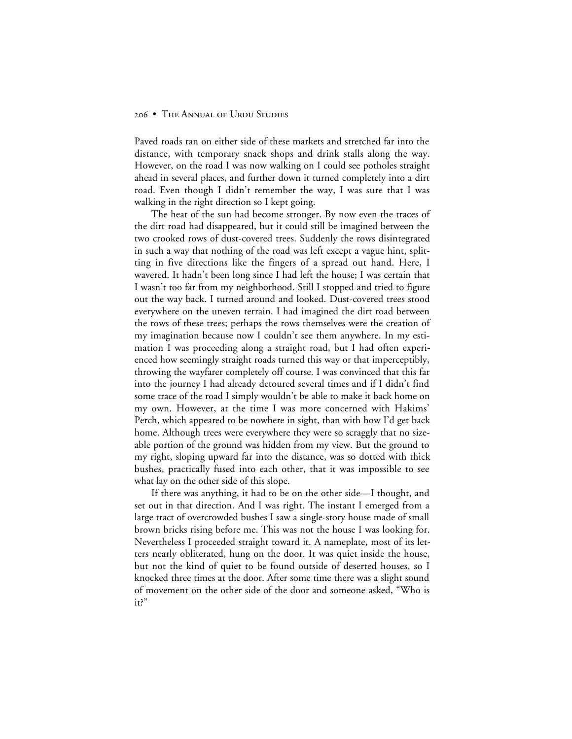Paved roads ran on either side of these markets and stretched far into the distance, with temporary snack shops and drink stalls along the way. However, on the road I was now walking on I could see potholes straight ahead in several places, and further down it turned completely into a dirt road. Even though I didn't remember the way, I was sure that I was walking in the right direction so I kept going.

The heat of the sun had become stronger. By now even the traces of the dirt road had disappeared, but it could still be imagined between the two crooked rows of dust-covered trees. Suddenly the rows disintegrated in such a way that nothing of the road was left except a vague hint, splitting in five directions like the fingers of a spread out hand. Here, I wavered. It hadn't been long since I had left the house; I was certain that I wasn't too far from my neighborhood. Still I stopped and tried to figure out the way back. I turned around and looked. Dust-covered trees stood everywhere on the uneven terrain. I had imagined the dirt road between the rows of these trees; perhaps the rows themselves were the creation of my imagination because now I couldn't see them anywhere. In my estimation I was proceeding along a straight road, but I had often experienced how seemingly straight roads turned this way or that imperceptibly, throwing the wayfarer completely off course. I was convinced that this far into the journey I had already detoured several times and if I didn't find some trace of the road I simply wouldn't be able to make it back home on my own. However, at the time I was more concerned with Hakims' Perch, which appeared to be nowhere in sight, than with how I'd get back home. Although trees were everywhere they were so scraggly that no sizeable portion of the ground was hidden from my view. But the ground to my right, sloping upward far into the distance, was so dotted with thick bushes, practically fused into each other, that it was impossible to see what lay on the other side of this slope.

If there was anything, it had to be on the other side—I thought, and set out in that direction. And I was right. The instant I emerged from a large tract of overcrowded bushes I saw a single-story house made of small brown bricks rising before me. This was not the house I was looking for. Nevertheless I proceeded straight toward it. A nameplate, most of its letters nearly obliterated, hung on the door. It was quiet inside the house, but not the kind of quiet to be found outside of deserted houses, so I knocked three times at the door. After some time there was a slight sound of movement on the other side of the door and someone asked, "Who is it?"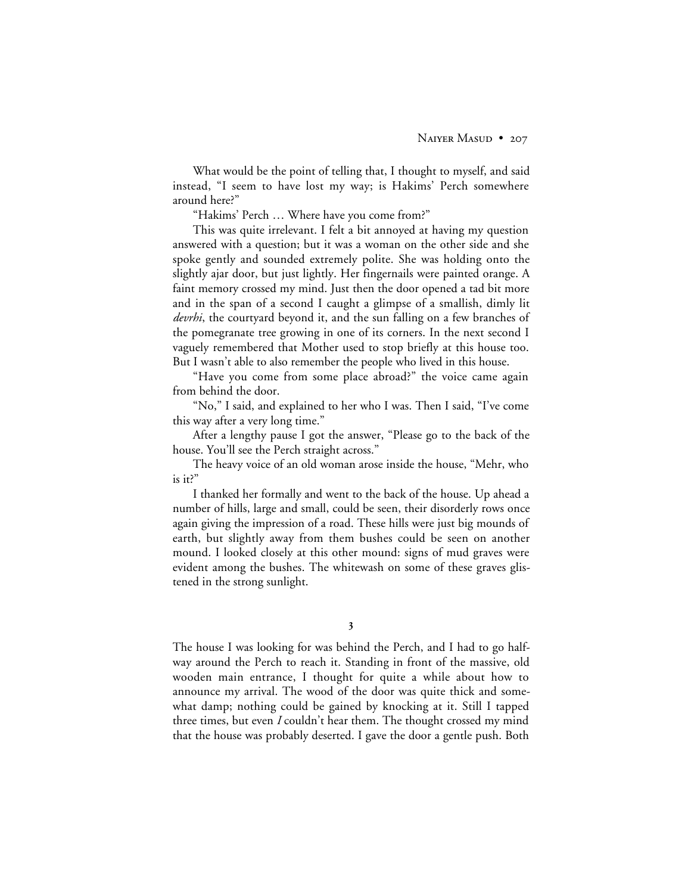What would be the point of telling that, I thought to myself, and said instead, "I seem to have lost my way; is Hakims' Perch somewhere around here?"

"Hakims' Perch … Where have you come from?"

This was quite irrelevant. I felt a bit annoyed at having my question answered with a question; but it was a woman on the other side and she spoke gently and sounded extremely polite. She was holding onto the slightly ajar door, but just lightly. Her fingernails were painted orange. A faint memory crossed my mind. Just then the door opened a tad bit more and in the span of a second I caught a glimpse of a smallish, dimly lit *devrhi*, the courtyard beyond it, and the sun falling on a few branches of the pomegranate tree growing in one of its corners. In the next second I vaguely remembered that Mother used to stop briefly at this house too. But I wasn't able to also remember the people who lived in this house.

"Have you come from some place abroad?" the voice came again from behind the door.

"No," I said, and explained to her who I was. Then I said, "I've come this way after a very long time."

After a lengthy pause I got the answer, "Please go to the back of the house. You'll see the Perch straight across."

The heavy voice of an old woman arose inside the house, "Mehr, who is it?"

I thanked her formally and went to the back of the house. Up ahead a number of hills, large and small, could be seen, their disorderly rows once again giving the impression of a road. These hills were just big mounds of earth, but slightly away from them bushes could be seen on another mound. I looked closely at this other mound: signs of mud graves were evident among the bushes. The whitewash on some of these graves glistened in the strong sunlight.

## 3

The house I was looking for was behind the Perch, and I had to go halfway around the Perch to reach it. Standing in front of the massive, old wooden main entrance, I thought for quite a while about how to announce my arrival. The wood of the door was quite thick and somewhat damp; nothing could be gained by knocking at it. Still I tapped three times, but even *I* couldn't hear them. The thought crossed my mind that the house was probably deserted. I gave the door a gentle push. Both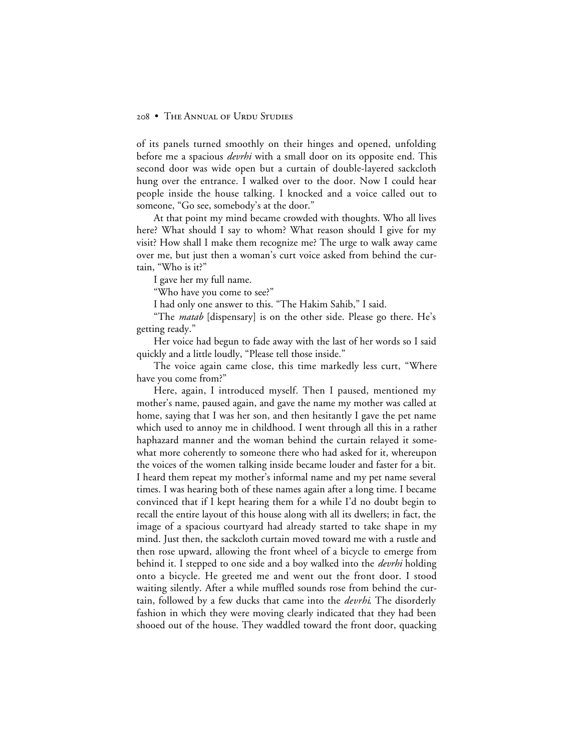of its panels turned smoothly on their hinges and opened, unfolding before me a spacious *devrhi* with a small door on its opposite end. This second door was wide open but a curtain of double-layered sackcloth hung over the entrance. I walked over to the door. Now I could hear people inside the house talking. I knocked and a voice called out to someone, "Go see, somebody's at the door."

At that point my mind became crowded with thoughts. Who all lives here? What should I say to whom? What reason should I give for my visit? How shall I make them recognize me? The urge to walk away came over me, but just then a woman's curt voice asked from behind the curtain, "Who is it?"

I gave her my full name.

"Who have you come to see?"

I had only one answer to this. "The Hakim Sahib," I said.

"The *matab* [dispensary] is on the other side. Please go there. He's getting ready."

Her voice had begun to fade away with the last of her words so I said quickly and a little loudly, "Please tell those inside."

The voice again came close, this time markedly less curt, "Where have you come from?"

Here, again, I introduced myself. Then I paused, mentioned my mother's name, paused again, and gave the name my mother was called at home, saying that I was her son, and then hesitantly I gave the pet name which used to annoy me in childhood. I went through all this in a rather haphazard manner and the woman behind the curtain relayed it somewhat more coherently to someone there who had asked for it, whereupon the voices of the women talking inside became louder and faster for a bit. I heard them repeat my mother's informal name and my pet name several times. I was hearing both of these names again after a long time. I became convinced that if I kept hearing them for a while I'd no doubt begin to recall the entire layout of this house along with all its dwellers; in fact, the image of a spacious courtyard had already started to take shape in my mind. Just then, the sackcloth curtain moved toward me with a rustle and then rose upward, allowing the front wheel of a bicycle to emerge from behind it. I stepped to one side and a boy walked into the *devrhi* holding onto a bicycle. He greeted me and went out the front door. I stood waiting silently. After a while muffled sounds rose from behind the curtain, followed by a few ducks that came into the *devrhi*. The disorderly fashion in which they were moving clearly indicated that they had been shooed out of the house. They waddled toward the front door, quacking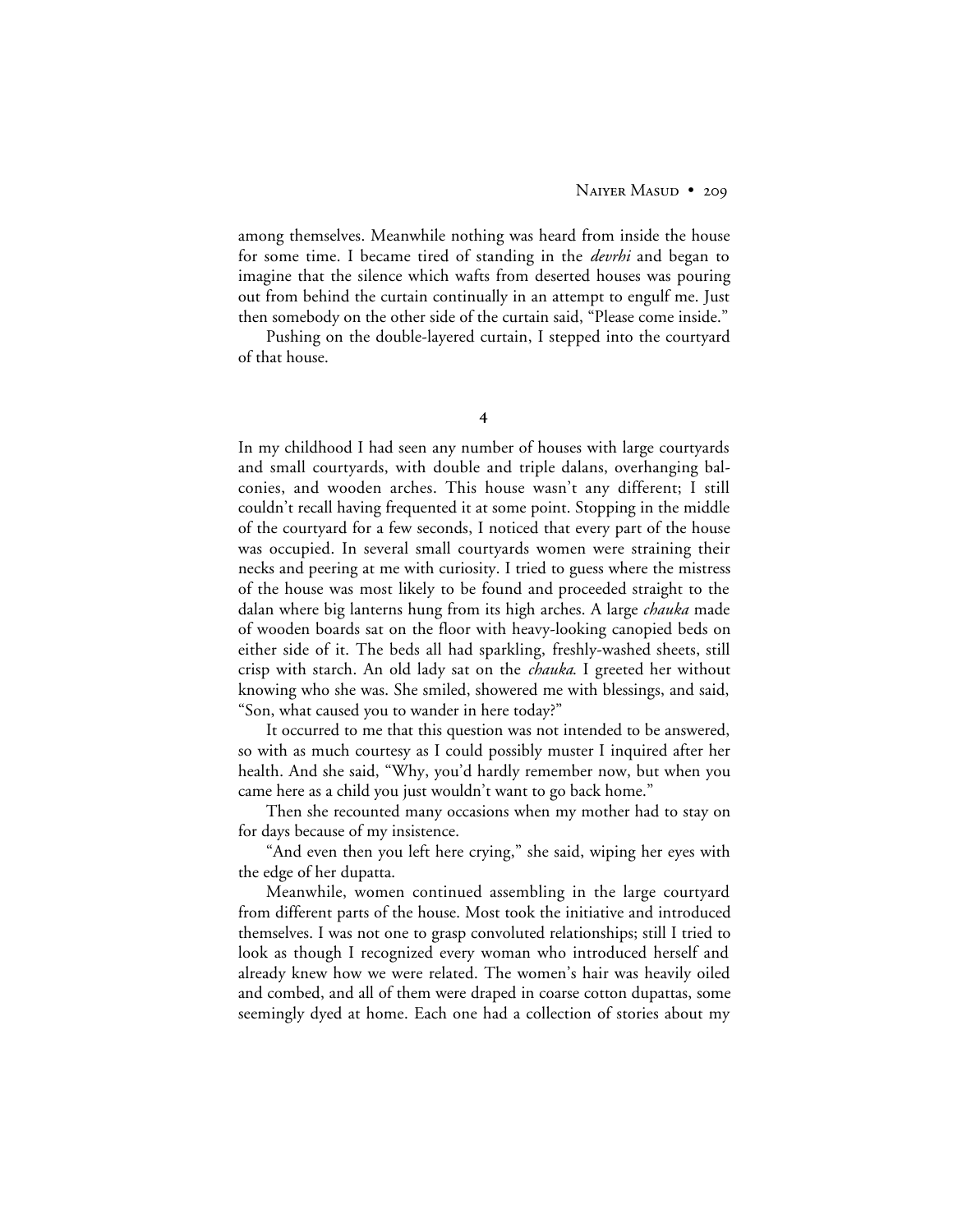among themselves. Meanwhile nothing was heard from inside the house for some time. I became tired of standing in the *devrhi* and began to imagine that the silence which wafts from deserted houses was pouring out from behind the curtain continually in an attempt to engulf me. Just then somebody on the other side of the curtain said, "Please come inside."

Pushing on the double-layered curtain, I stepped into the courtyard of that house.

## 4

In my childhood I had seen any number of houses with large courtyards and small courtyards, with double and triple dalans, overhanging balconies, and wooden arches. This house wasn't any different; I still couldn't recall having frequented it at some point. Stopping in the middle of the courtyard for a few seconds, I noticed that every part of the house was occupied. In several small courtyards women were straining their necks and peering at me with curiosity. I tried to guess where the mistress of the house was most likely to be found and proceeded straight to the dalan where big lanterns hung from its high arches. A large *chauka* made of wooden boards sat on the floor with heavy-looking canopied beds on either side of it. The beds all had sparkling, freshly-washed sheets, still crisp with starch. An old lady sat on the *chauka.* I greeted her without knowing who she was. She smiled, showered me with blessings, and said, "Son, what caused you to wander in here today?"

It occurred to me that this question was not intended to be answered, so with as much courtesy as I could possibly muster I inquired after her health. And she said, "Why, you'd hardly remember now, but when you came here as a child you just wouldn't want to go back home."

Then she recounted many occasions when my mother had to stay on for days because of my insistence.

"And even then you left here crying," she said, wiping her eyes with the edge of her dupatta.

Meanwhile, women continued assembling in the large courtyard from different parts of the house. Most took the initiative and introduced themselves. I was not one to grasp convoluted relationships; still I tried to look as though I recognized every woman who introduced herself and already knew how we were related. The women's hair was heavily oiled and combed, and all of them were draped in coarse cotton dupattas, some seemingly dyed at home. Each one had a collection of stories about my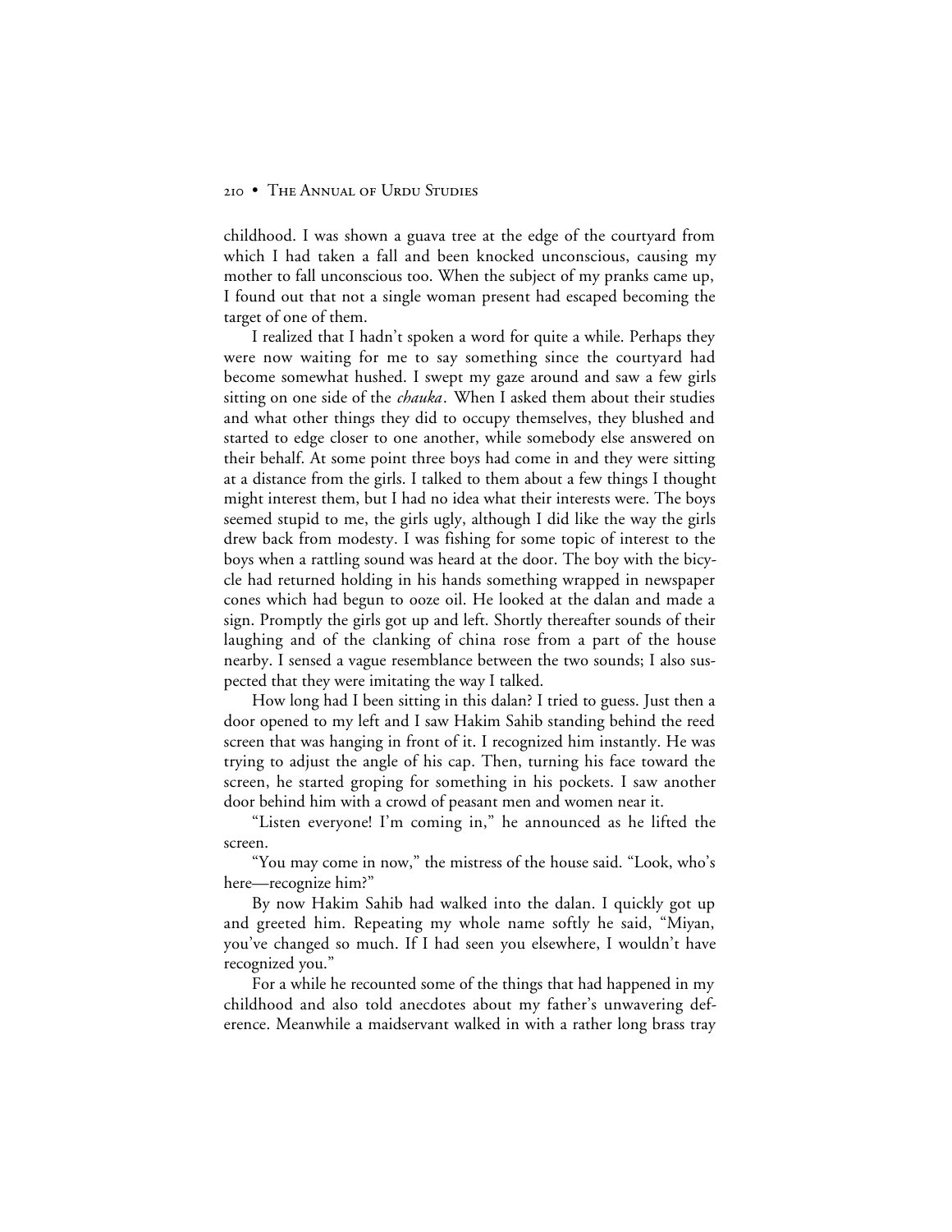childhood. I was shown a guava tree at the edge of the courtyard from which I had taken a fall and been knocked unconscious, causing my mother to fall unconscious too. When the subject of my pranks came up, I found out that not a single woman present had escaped becoming the target of one of them.

I realized that I hadn't spoken a word for quite a while. Perhaps they were now waiting for me to say something since the courtyard had become somewhat hushed. I swept my gaze around and saw a few girls sitting on one side of the *chauka*. When I asked them about their studies and what other things they did to occupy themselves, they blushed and started to edge closer to one another, while somebody else answered on their behalf. At some point three boys had come in and they were sitting at a distance from the girls. I talked to them about a few things I thought might interest them, but I had no idea what their interests were. The boys seemed stupid to me, the girls ugly, although I did like the way the girls drew back from modesty. I was fishing for some topic of interest to the boys when a rattling sound was heard at the door. The boy with the bicycle had returned holding in his hands something wrapped in newspaper cones which had begun to ooze oil. He looked at the dalan and made a sign. Promptly the girls got up and left. Shortly thereafter sounds of their laughing and of the clanking of china rose from a part of the house nearby. I sensed a vague resemblance between the two sounds; I also suspected that they were imitating the way I talked.

How long had I been sitting in this dalan? I tried to guess. Just then a door opened to my left and I saw Hakim Sahib standing behind the reed screen that was hanging in front of it. I recognized him instantly. He was trying to adjust the angle of his cap. Then, turning his face toward the screen, he started groping for something in his pockets. I saw another door behind him with a crowd of peasant men and women near it.

"Listen everyone! I'm coming in," he announced as he lifted the screen.

"You may come in now," the mistress of the house said. "Look, who's here—recognize him?"

By now Hakim Sahib had walked into the dalan. I quickly got up and greeted him. Repeating my whole name softly he said, "Miyan, you've changed so much. If I had seen you elsewhere, I wouldn't have recognized you."

For a while he recounted some of the things that had happened in my childhood and also told anecdotes about my father's unwavering deference. Meanwhile a maidservant walked in with a rather long brass tray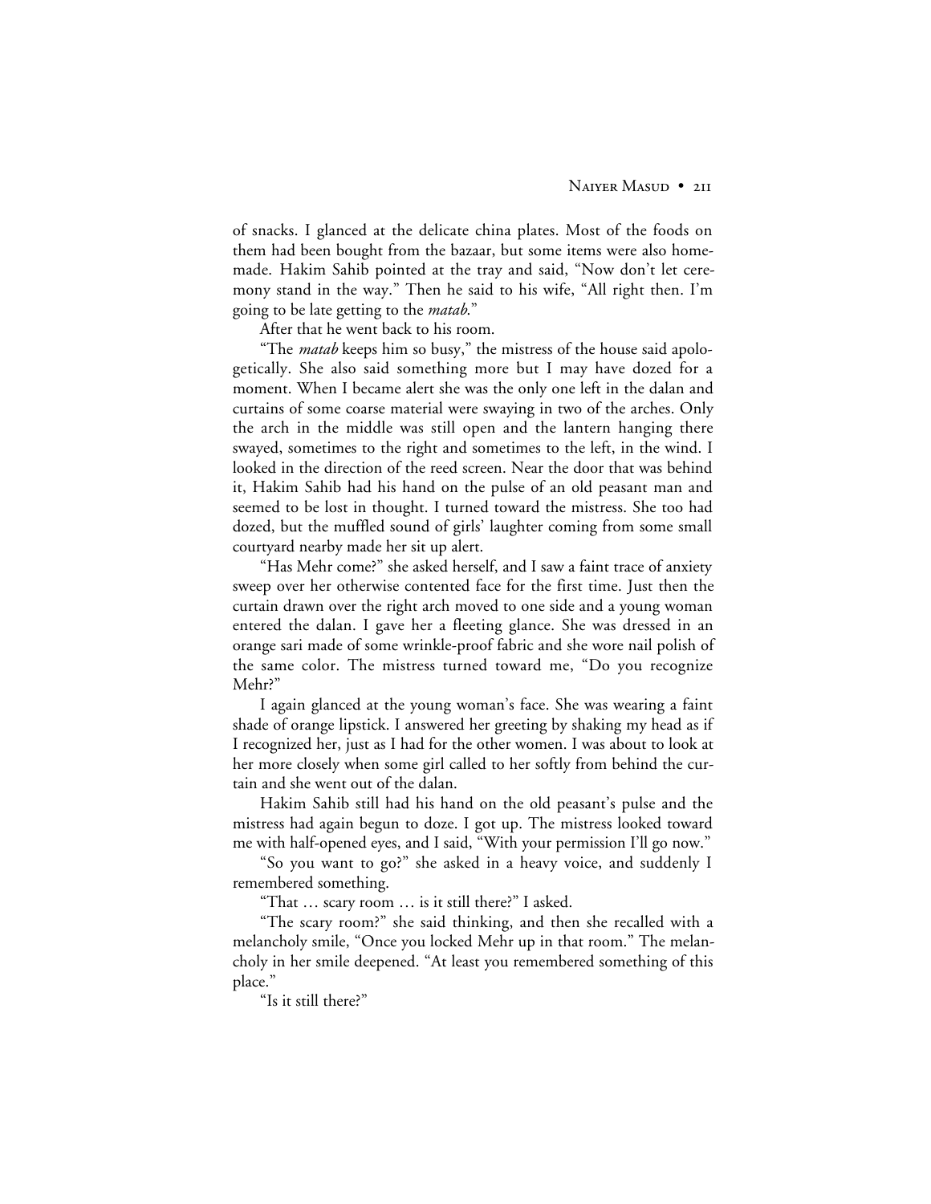of snacks. I glanced at the delicate china plates. Most of the foods on them had been bought from the bazaar, but some items were also homemade. Hakim Sahib pointed at the tray and said, "Now don't let ceremony stand in the way." Then he said to his wife, "All right then. I'm going to be late getting to the *matab*."

After that he went back to his room.

"The *matab* keeps him so busy," the mistress of the house said apologetically. She also said something more but I may have dozed for a moment. When I became alert she was the only one left in the dalan and curtains of some coarse material were swaying in two of the arches. Only the arch in the middle was still open and the lantern hanging there swayed, sometimes to the right and sometimes to the left, in the wind. I looked in the direction of the reed screen. Near the door that was behind it, Hakim Sahib had his hand on the pulse of an old peasant man and seemed to be lost in thought. I turned toward the mistress. She too had dozed, but the muffled sound of girls' laughter coming from some small courtyard nearby made her sit up alert.

"Has Mehr come?" she asked herself, and I saw a faint trace of anxiety sweep over her otherwise contented face for the first time. Just then the curtain drawn over the right arch moved to one side and a young woman entered the dalan. I gave her a fleeting glance. She was dressed in an orange sari made of some wrinkle-proof fabric and she wore nail polish of the same color. The mistress turned toward me, "Do you recognize Mehr?"

I again glanced at the young woman's face. She was wearing a faint shade of orange lipstick. I answered her greeting by shaking my head as if I recognized her, just as I had for the other women. I was about to look at her more closely when some girl called to her softly from behind the curtain and she went out of the dalan.

Hakim Sahib still had his hand on the old peasant's pulse and the mistress had again begun to doze. I got up. The mistress looked toward me with half-opened eyes, and I said, "With your permission I'll go now."

"So you want to go?" she asked in a heavy voice, and suddenly I remembered something.

"That … scary room … is it still there?" I asked.

"The scary room?" she said thinking, and then she recalled with a melancholy smile, "Once you locked Mehr up in that room." The melancholy in her smile deepened. "At least you remembered something of this place."

"Is it still there?"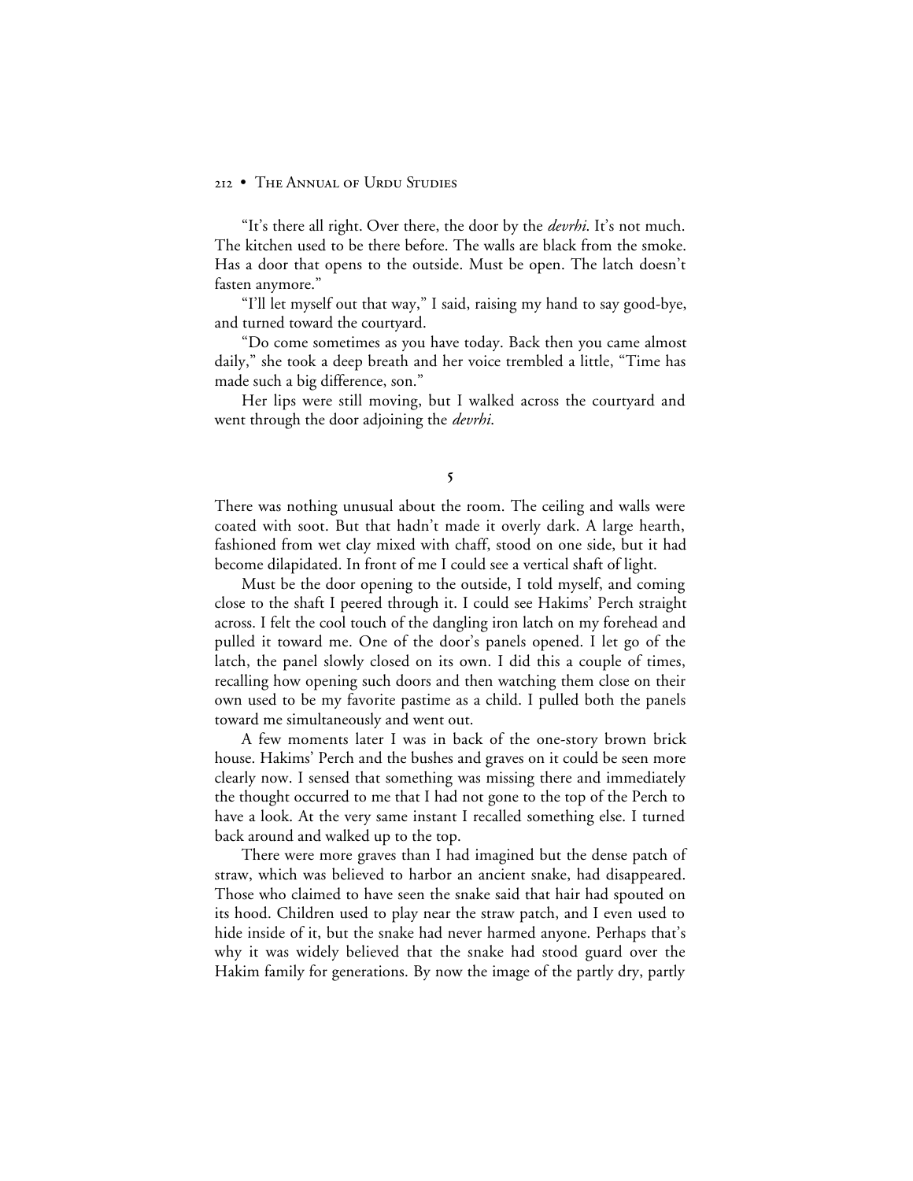"It's there all right. Over there, the door by the *devrhi*. It's not much. The kitchen used to be there before. The walls are black from the smoke. Has a door that opens to the outside. Must be open. The latch doesn't fasten anymore."

"I'll let myself out that way," I said, raising my hand to say good-bye, and turned toward the courtyard.

"Do come sometimes as you have today. Back then you came almost daily," she took a deep breath and her voice trembled a little, "Time has made such a big difference, son."

Her lips were still moving, but I walked across the courtyard and went through the door adjoining the *devrhi*.

## 5

There was nothing unusual about the room. The ceiling and walls were coated with soot. But that hadn't made it overly dark. A large hearth, fashioned from wet clay mixed with chaff, stood on one side, but it had become dilapidated. In front of me I could see a vertical shaft of light.

Must be the door opening to the outside, I told myself, and coming close to the shaft I peered through it. I could see Hakims' Perch straight across. I felt the cool touch of the dangling iron latch on my forehead and pulled it toward me. One of the door's panels opened. I let go of the latch, the panel slowly closed on its own. I did this a couple of times, recalling how opening such doors and then watching them close on their own used to be my favorite pastime as a child. I pulled both the panels toward me simultaneously and went out.

A few moments later I was in back of the one-story brown brick house. Hakims' Perch and the bushes and graves on it could be seen more clearly now. I sensed that something was missing there and immediately the thought occurred to me that I had not gone to the top of the Perch to have a look. At the very same instant I recalled something else. I turned back around and walked up to the top.

There were more graves than I had imagined but the dense patch of straw, which was believed to harbor an ancient snake, had disappeared. Those who claimed to have seen the snake said that hair had spouted on its hood. Children used to play near the straw patch, and I even used to hide inside of it, but the snake had never harmed anyone. Perhaps that's why it was widely believed that the snake had stood guard over the Hakim family for generations. By now the image of the partly dry, partly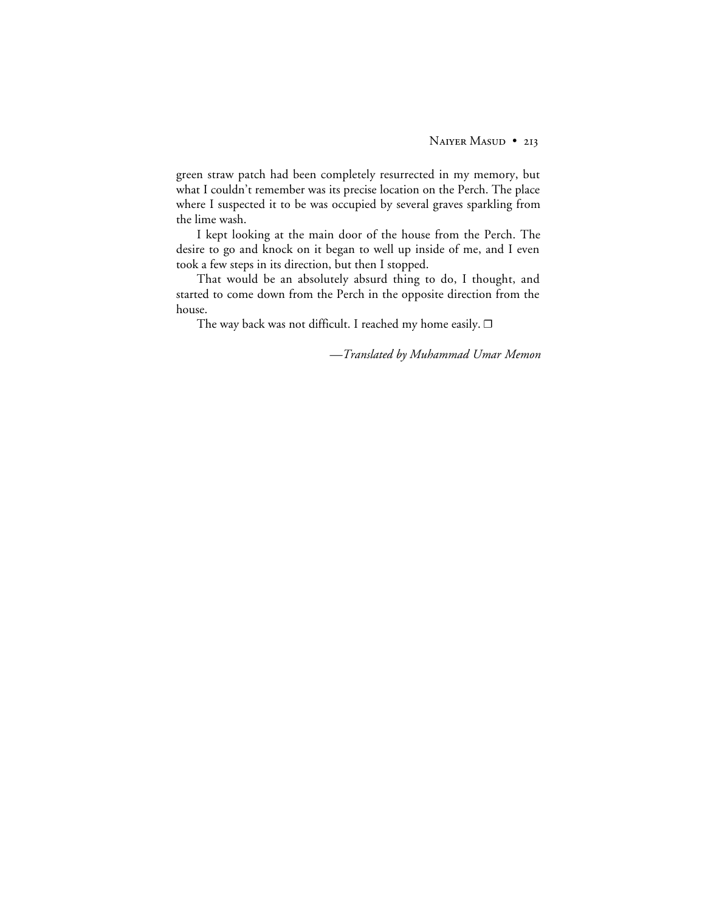green straw patch had been completely resurrected in my memory, but what I couldn't remember was its precise location on the Perch. The place where I suspected it to be was occupied by several graves sparkling from the lime wash.

I kept looking at the main door of the house from the Perch. The desire to go and knock on it began to well up inside of me, and I even took a few steps in its direction, but then I stopped.

That would be an absolutely absurd thing to do, I thought, and started to come down from the Perch in the opposite direction from the house.

The way back was not difficult. I reached my home easily. ❐

*—Translated by Muhammad Umar Memon*